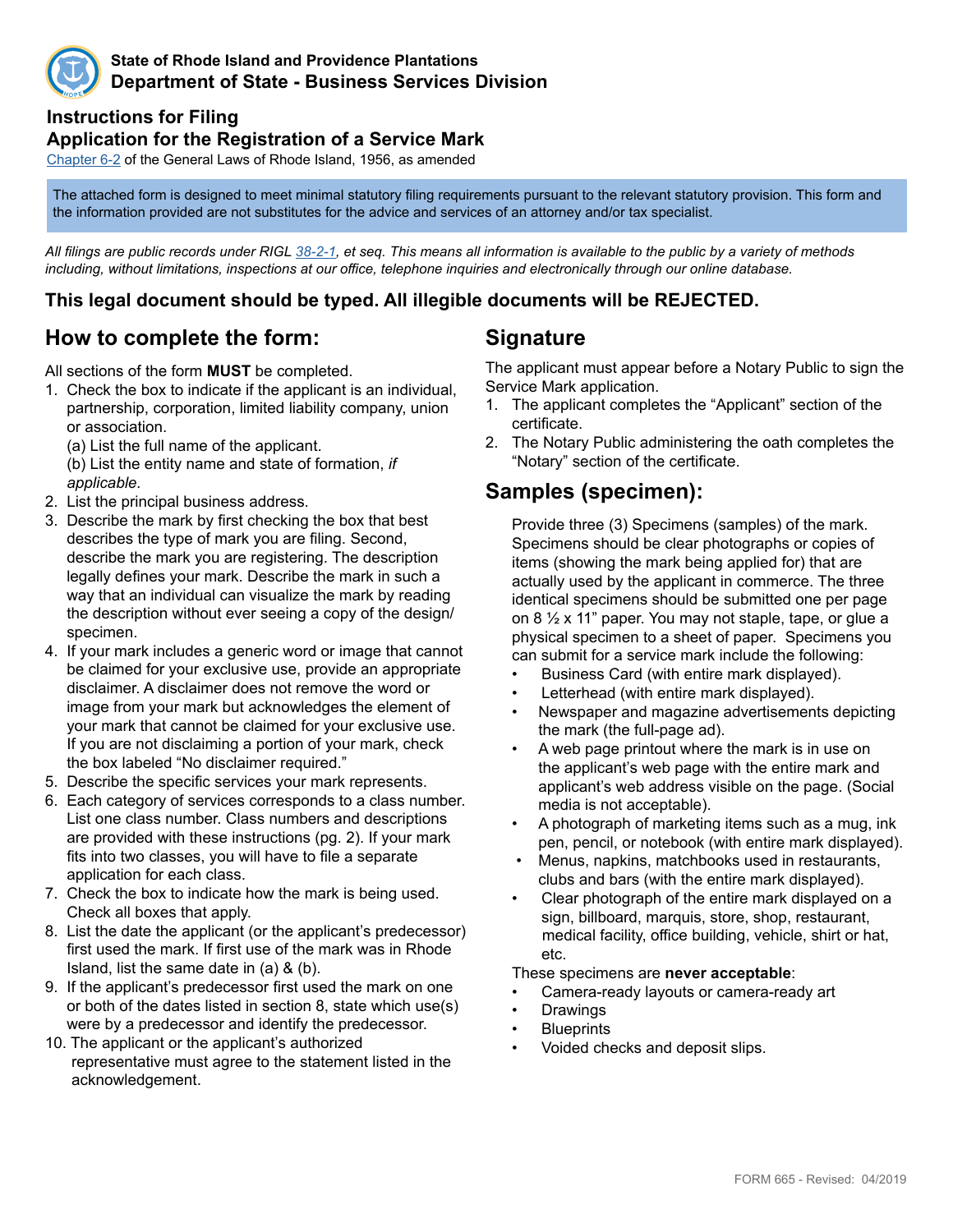State of Rhode Island and Providence Plantations
**Department of State - Business Services Division**

## Instructions for Filing
## Application for the Registration of a Service Mark

Chapter 6-2 of the General Laws of Rhode Island, 1956, as amended

The attached form is designed to meet minimal statutory filing requirements pursuant to the relevant statutory provision. This form and the information provided are not substitutes for the advice and services of an attorney and/or tax specialist.

*All filings are public records under RIGL 38-2-1, et seq. This means all information is available to the public by a variety of methods including, without limitations, inspections at our office, telephone inquiries and electronically through our online database.*

**This legal document should be typed. All illegible documents will be REJECTED.**

## How to complete the form:

All sections of the form **MUST** be completed.

1. Check the box to indicate if the applicant is an individual, partnership, corporation, limited liability company, union or association.
   (a) List the full name of the applicant.
   (b) List the entity name and state of formation, *if applicable.*
2. List the principal business address.
3. Describe the mark by first checking the box that best describes the type of mark you are filing. Second, describe the mark you are registering. The description legally defines your mark. Describe the mark in such a way that an individual can visualize the mark by reading the description without ever seeing a copy of the design/specimen.
4. If your mark includes a generic word or image that cannot be claimed for your exclusive use, provide an appropriate disclaimer. A disclaimer does not remove the word or image from your mark but acknowledges the element of your mark that cannot be claimed for your exclusive use. If you are not disclaiming a portion of your mark, check the box labeled "No disclaimer required."
5. Describe the specific services your mark represents.
6. Each category of services corresponds to a class number. List one class number. Class numbers and descriptions are provided with these instructions (pg. 2). If your mark fits into two classes, you will have to file a separate application for each class.
7. Check the box to indicate how the mark is being used. Check all boxes that apply.
8. List the date the applicant (or the applicant's predecessor) first used the mark. If first use of the mark was in Rhode Island, list the same date in (a) & (b).
9. If the applicant's predecessor first used the mark on one or both of the dates listed in section 8, state which use(s) were by a predecessor and identify the predecessor.
10. The applicant or the applicant's authorized representative must agree to the statement listed in the acknowledgement.

## Signature

The applicant must appear before a Notary Public to sign the Service Mark application.

1. The applicant completes the "Applicant" section of the certificate.
2. The Notary Public administering the oath completes the "Notary" section of the certificate.

## Samples (specimen):

Provide three (3) Specimens (samples) of the mark. Specimens should be clear photographs or copies of items (showing the mark being applied for) that are actually used by the applicant in commerce. The three identical specimens should be submitted one per page on 8 ½ x 11" paper. You may not staple, tape, or glue a physical specimen to a sheet of paper. Specimens you can submit for a service mark include the following:

- Business Card (with entire mark displayed).
- Letterhead (with entire mark displayed).
- Newspaper and magazine advertisements depicting the mark (the full-page ad).
- A web page printout where the mark is in use on the applicant's web page with the entire mark and applicant's web address visible on the page. (Social media is not acceptable).
- A photograph of marketing items such as a mug, ink pen, pencil, or notebook (with entire mark displayed).
- Menus, napkins, matchbooks used in restaurants, clubs and bars (with the entire mark displayed).
- Clear photograph of the entire mark displayed on a sign, billboard, marquis, store, shop, restaurant, medical facility, office building, vehicle, shirt or hat, etc.

These specimens are **never acceptable**:

- Camera-ready layouts or camera-ready art
- Drawings
- Blueprints
- Voided checks and deposit slips.

FORM 665 - Revised: 04/2019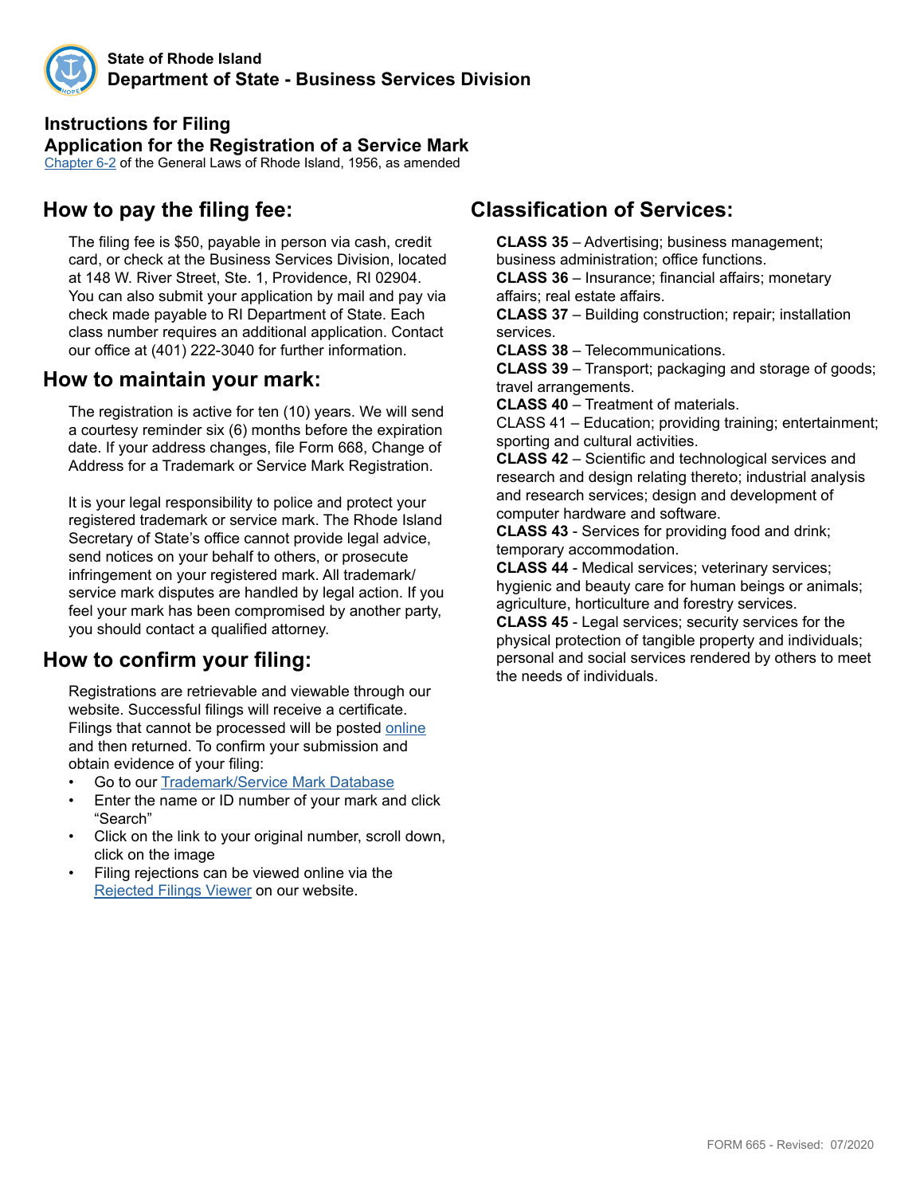**State of Rhode Island**
**Department of State - Business Services Division**

### Instructions for Filing
### Application for the Registration of a Service Mark

Chapter 6-2 of the General Laws of Rhode Island, 1956, as amended

## How to pay the filing fee:

The filing fee is $50, payable in person via cash, credit card, or check at the Business Services Division, located at 148 W. River Street, Ste. 1, Providence, RI 02904. You can also submit your application by mail and pay via check made payable to RI Department of State. Each class number requires an additional application. Contact our office at (401) 222-3040 for further information.

## How to maintain your mark:

The registration is active for ten (10) years. We will send a courtesy reminder six (6) months before the expiration date. If your address changes, file Form 668, Change of Address for a Trademark or Service Mark Registration.

It is your legal responsibility to police and protect your registered trademark or service mark. The Rhode Island Secretary of State's office cannot provide legal advice, send notices on your behalf to others, or prosecute infringement on your registered mark. All trademark/service mark disputes are handled by legal action. If you feel your mark has been compromised by another party, you should contact a qualified attorney.

## How to confirm your filing:

Registrations are retrievable and viewable through our website. Successful filings will receive a certificate. Filings that cannot be processed will be posted online and then returned. To confirm your submission and obtain evidence of your filing:

- Go to our Trademark/Service Mark Database
- Enter the name or ID number of your mark and click "Search"
- Click on the link to your original number, scroll down, click on the image
- Filing rejections can be viewed online via the Rejected Filings Viewer on our website.

## Classification of Services:

**CLASS 35** – Advertising; business management; business administration; office functions.
**CLASS 36** – Insurance; financial affairs; monetary affairs; real estate affairs.
**CLASS 37** – Building construction; repair; installation services.
**CLASS 38** – Telecommunications.
**CLASS 39** – Transport; packaging and storage of goods; travel arrangements.
**CLASS 40** – Treatment of materials.
CLASS 41 – Education; providing training; entertainment; sporting and cultural activities.
**CLASS 42** – Scientific and technological services and research and design relating thereto; industrial analysis and research services; design and development of computer hardware and software.
**CLASS 43** - Services for providing food and drink; temporary accommodation.
**CLASS 44** - Medical services; veterinary services; hygienic and beauty care for human beings or animals; agriculture, horticulture and forestry services.
**CLASS 45** - Legal services; security services for the physical protection of tangible property and individuals; personal and social services rendered by others to meet the needs of individuals.

FORM 665 - Revised: 07/2020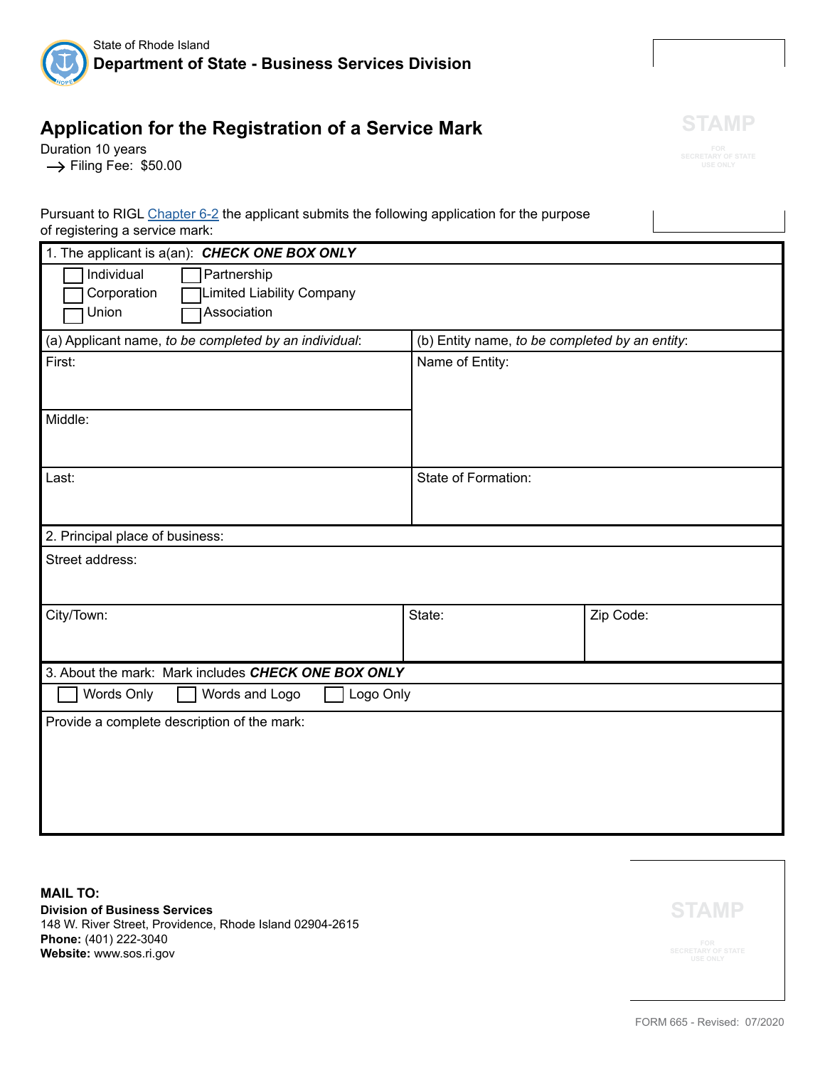State of Rhode Island
**Department of State - Business Services Division**

STAMP
FOR SECRETARY OF STATE USE ONLY

# Application for the Registration of a Service Mark

Duration 10 years
→ Filing Fee: $50.00

Pursuant to RIGL Chapter 6-2 the applicant submits the following application for the purpose of registering a service mark:

1. The applicant is a(an): ***CHECK ONE BOX ONLY***

☐ Individual ☐ Partnership
☐ Corporation ☐ Limited Liability Company
☐ Union ☐ Association

| (a) Applicant name, *to be completed by an individual*: | (b) Entity name, *to be completed by an entity*: |
|---|---|
| First: | Name of Entity: |
| Middle: | |
| Last: | State of Formation: |

2. Principal place of business:

| Street address: | | |
|---|---|---|
| City/Town: | State: | Zip Code: |

3. About the mark: Mark includes ***CHECK ONE BOX ONLY***

☐ Words Only ☐ Words and Logo ☐ Logo Only

Provide a complete description of the mark:

**MAIL TO:**
**Division of Business Services**
148 W. River Street, Providence, Rhode Island 02904-2615
**Phone:** (401) 222-3040
**Website:** www.sos.ri.gov

STAMP
FOR SECRETARY OF STATE USE ONLY

FORM 665 - Revised: 07/2020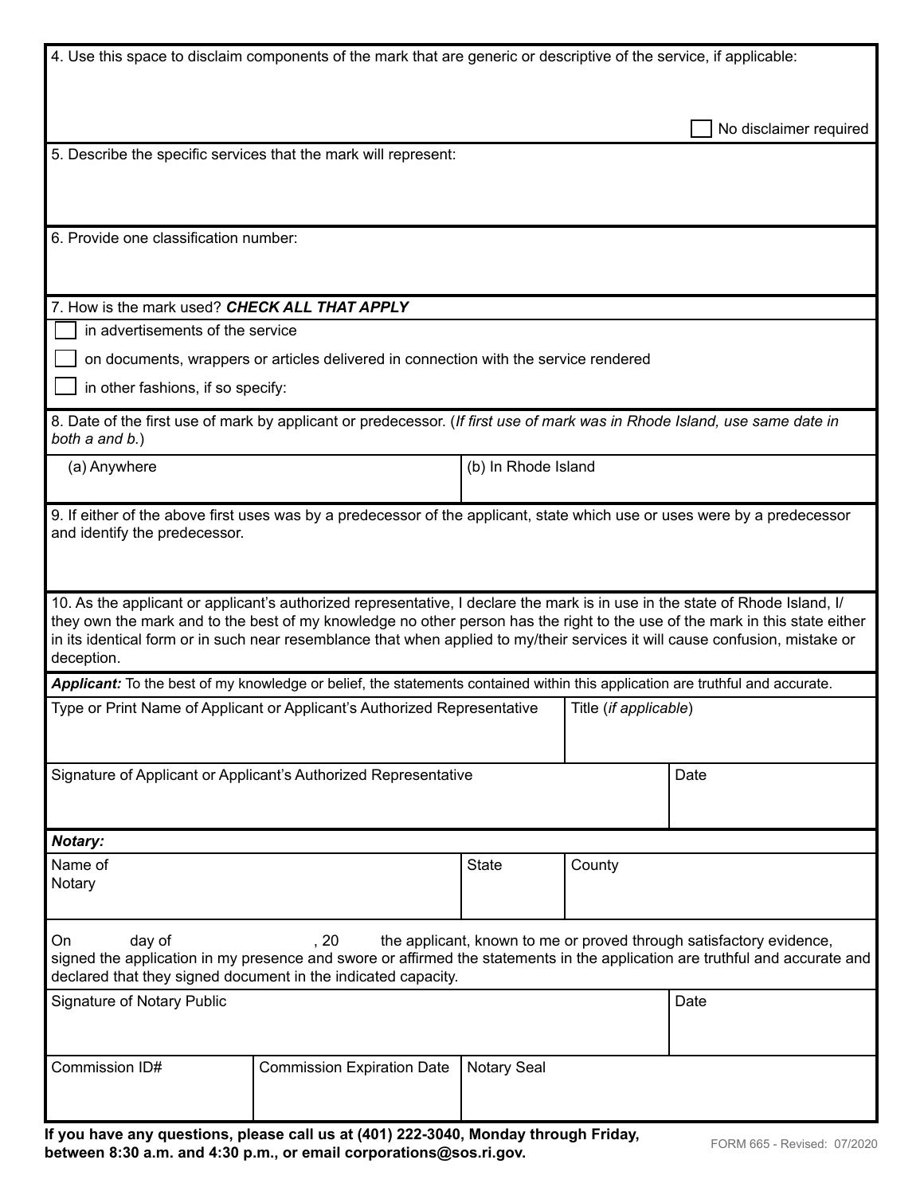4. Use this space to disclaim components of the mark that are generic or descriptive of the service, if applicable:

☐ No disclaimer required

5. Describe the specific services that the mark will represent:

6. Provide one classification number:

7. How is the mark used? ***CHECK ALL THAT APPLY***

☐ in advertisements of the service

☐ on documents, wrappers or articles delivered in connection with the service rendered

☐ in other fashions, if so specify:

8. Date of the first use of mark by applicant or predecessor. (*If first use of mark was in Rhode Island, use same date in both a and b.*)

| (a) Anywhere | (b) In Rhode Island |
|---|---|
| | |

9. If either of the above first uses was by a predecessor of the applicant, state which use or uses were by a predecessor and identify the predecessor.

10. As the applicant or applicant's authorized representative, I declare the mark is in use in the state of Rhode Island, I/they own the mark and to the best of my knowledge no other person has the right to the use of the mark in this state either in its identical form or in such near resemblance that when applied to my/their services it will cause confusion, mistake or deception.

***Applicant:*** To the best of my knowledge or belief, the statements contained within this application are truthful and accurate.

| Type or Print Name of Applicant or Applicant's Authorized Representative | Title (*if applicable*) |
|---|---|
| | |

| Signature of Applicant or Applicant's Authorized Representative | Date |
|---|---|
| | |

***Notary:***

| Name of Notary | State | County |
|---|---|---|
| | | |

On ____ day of ______________, 20 ___ the applicant, known to me or proved through satisfactory evidence, signed the application in my presence and swore or affirmed the statements in the application are truthful and accurate and declared that they signed document in the indicated capacity.

| Signature of Notary Public | Date |
|---|---|
| | |

| Commission ID# | Commission Expiration Date | Notary Seal |
|---|---|---|
| | | |

**If you have any questions, please call us at (401) 222-3040, Monday through Friday, between 8:30 a.m. and 4:30 p.m., or email corporations@sos.ri.gov.**

FORM 665 - Revised: 07/2020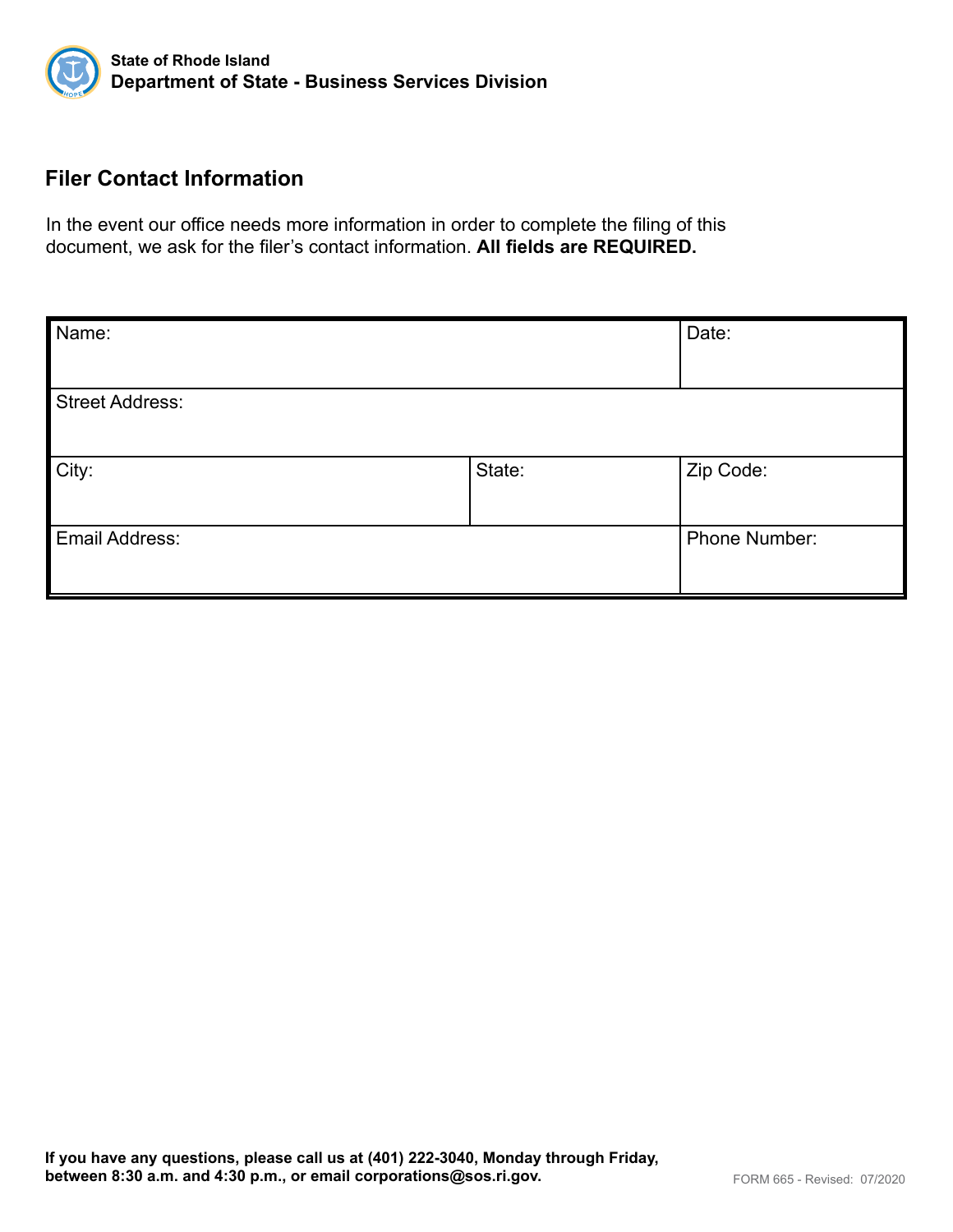State of Rhode Island
**Department of State - Business Services Division**

## Filer Contact Information

In the event our office needs more information in order to complete the filing of this document, we ask for the filer's contact information. **All fields are REQUIRED.**

| | | |
|---|---|---|
| Name: | | Date: |
| Street Address: | | |
| City: | State: | Zip Code: |
| Email Address: | | Phone Number: |

**If you have any questions, please call us at (401) 222-3040, Monday through Friday, between 8:30 a.m. and 4:30 p.m., or email corporations@sos.ri.gov.**

FORM 665 - Revised: 07/2020